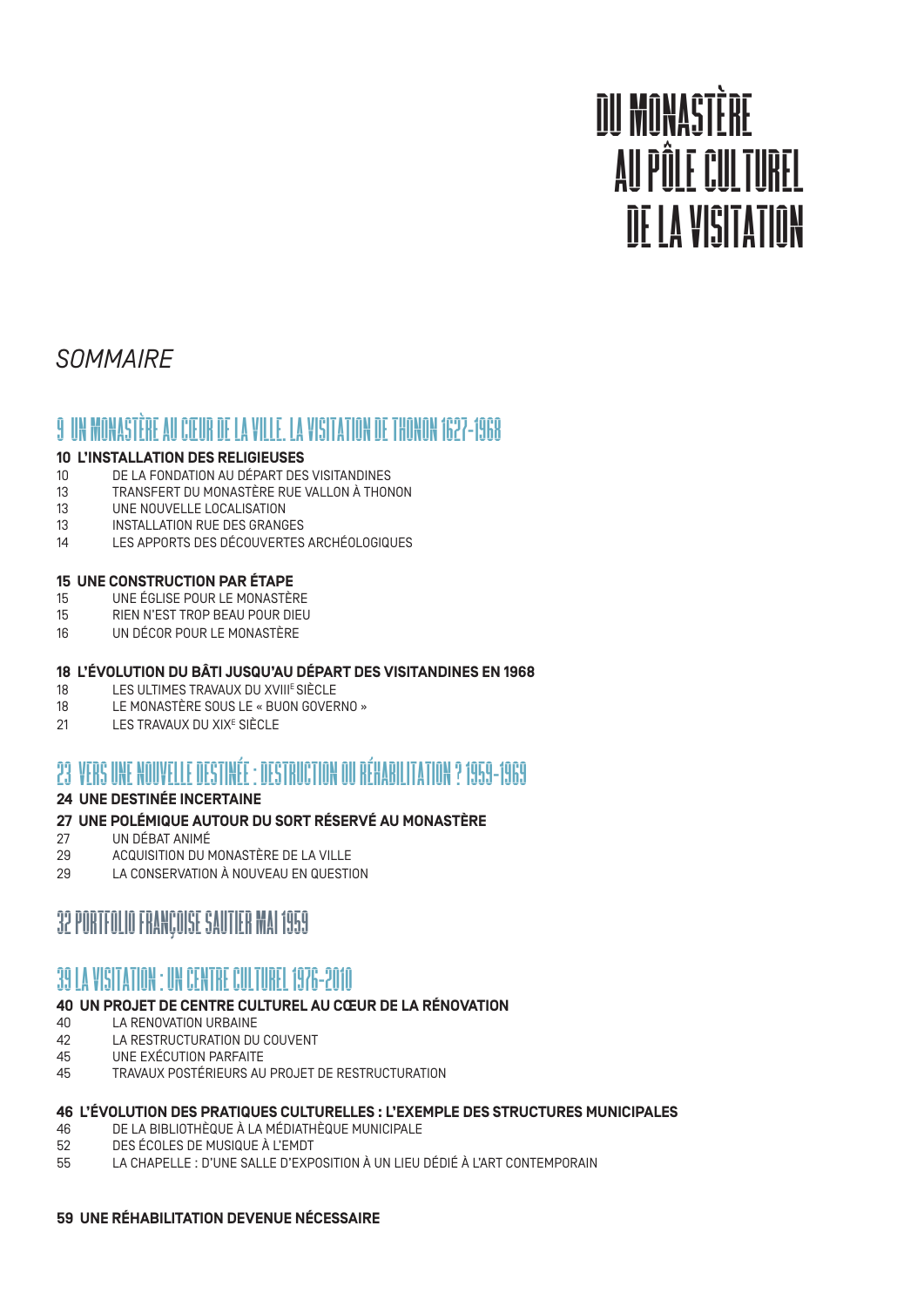# DU MONASTÈRE AU PÔLE CULTUREL DE LA VISITATION

*SOMMAIRE*

## 9 UN MONASTÈRE AU CŒUR DE LA VILLE. LA VISITATION DE THONON 1627-1968

**10 L'INSTALLATION DES RELIGIEUSES**

10 DE LA FONDATION AU DÉPART DES VISITANDINES
13 TRANSFERT DU MONASTÈRE RUE VALLON À THONON
13 UNE NOUVELLE LOCALISATION
13 INSTALLATION RUE DES GRANGES
14 LES APPORTS DES DÉCOUVERTES ARCHÉOLOGIQUES

**15 UNE CONSTRUCTION PAR ÉTAPE**

15 UNE ÉGLISE POUR LE MONASTÈRE
15 RIEN N'EST TROP BEAU POUR DIEU
16 UN DÉCOR POUR LE MONASTÈRE

**18 L'ÉVOLUTION DU BÂTI JUSQU'AU DÉPART DES VISITANDINES EN 1968**

18 LES ULTIMES TRAVAUX DU XVIII[E] SIÈCLE
18 LE MONASTÈRE SOUS LE « BUON GOVERNO »
21 LES TRAVAUX DU XIX[E] SIÈCLE

## 23 VERS UNE NOUVELLE DESTINÉE : DESTRUCTION OU RÉHABILITATION ? 1959-1969

**24 UNE DESTINÉE INCERTAINE**

**27 UNE POLÉMIQUE AUTOUR DU SORT RÉSERVÉ AU MONASTÈRE**

27 UN DÉBAT ANIMÉ
29 ACQUISITION DU MONASTÈRE DE LA VILLE
29 LA CONSERVATION À NOUVEAU EN QUESTION

## 32 PORTFOLIO FRANÇOISE SAUTIER MAI 1959

## 39 LA VISITATION : UN CENTRE CULTUREL 1976-2010

**40 UN PROJET DE CENTRE CULTUREL AU CŒUR DE LA RÉNOVATION**

40 LA RENOVATION URBAINE
42 LA RESTRUCTURATION DU COUVENT
45 UNE EXÉCUTION PARFAITE
45 TRAVAUX POSTÉRIEURS AU PROJET DE RESTRUCTURATION

**46 L'ÉVOLUTION DES PRATIQUES CULTURELLES : L'EXEMPLE DES STRUCTURES MUNICIPALES**

46 DE LA BIBLIOTHÈQUE À LA MÉDIATHÈQUE MUNICIPALE
52 DES ÉCOLES DE MUSIQUE À L'EMDT
55 LA CHAPELLE : D'UNE SALLE D'EXPOSITION À UN LIEU DÉDIÉ À L'ART CONTEMPORAIN

**59 UNE RÉHABILITATION DEVENUE NÉCESSAIRE**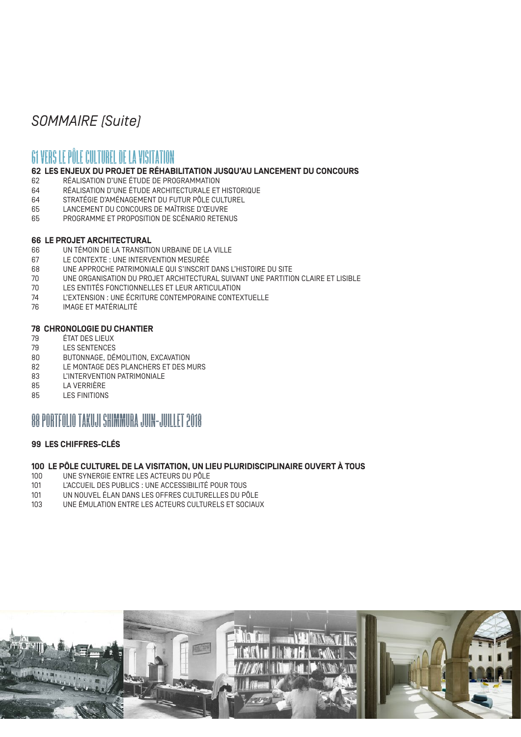# *SOMMAIRE (Suite)*

## 61 VERS LE PÔLE CULTUREL DE LA VISITATION

### 62 LES ENJEUX DU PROJET DE RÉHABILITATION JUSQU'AU LANCEMENT DU CONCOURS

62 RÉALISATION D'UNE ÉTUDE DE PROGRAMMATION
64 RÉALISATION D'UNE ÉTUDE ARCHITECTURALE ET HISTORIQUE
64 STRATÉGIE D'AMÉNAGEMENT DU FUTUR PÔLE CULTUREL
65 LANCEMENT DU CONCOURS DE MAÎTRISE D'ŒUVRE
65 PROGRAMME ET PROPOSITION DE SCÉNARIO RETENUS

### 66 LE PROJET ARCHITECTURAL

66 UN TÉMOIN DE LA TRANSITION URBAINE DE LA VILLE
67 LE CONTEXTE : UNE INTERVENTION MESURÉE
68 UNE APPROCHE PATRIMONIALE QUI S'INSCRIT DANS L'HISTOIRE DU SITE
70 UNE ORGANISATION DU PROJET ARCHITECTURAL SUIVANT UNE PARTITION CLAIRE ET LISIBLE
70 LES ENTITÉS FONCTIONNELLES ET LEUR ARTICULATION
74 L'EXTENSION : UNE ÉCRITURE CONTEMPORAINE CONTEXTUELLE
76 IMAGE ET MATÉRIALITÉ

### 78 CHRONOLOGIE DU CHANTIER

79 ÉTAT DES LIEUX
79 LES SENTENCES
80 BUTONNAGE, DÉMOLITION, EXCAVATION
82 LE MONTAGE DES PLANCHERS ET DES MURS
83 L'INTERVENTION PATRIMONIALE
85 LA VERRIÈRE
85 LES FINITIONS

## 88 PORTFOLIO TAKUJI SHIMMURA JUIN-JUILLET 2018

### 99 LES CHIFFRES-CLÉS

### 100 LE PÔLE CULTUREL DE LA VISITATION, UN LIEU PLURIDISCIPLINAIRE OUVERT À TOUS

100 UNE SYNERGIE ENTRE LES ACTEURS DU PÔLE
101 L'ACCUEIL DES PUBLICS : UNE ACCESSIBILITÉ POUR TOUS
101 UN NOUVEL ÉLAN DANS LES OFFRES CULTURELLES DU PÔLE
103 UNE ÉMULATION ENTRE LES ACTEURS CULTURELS ET SOCIAUX